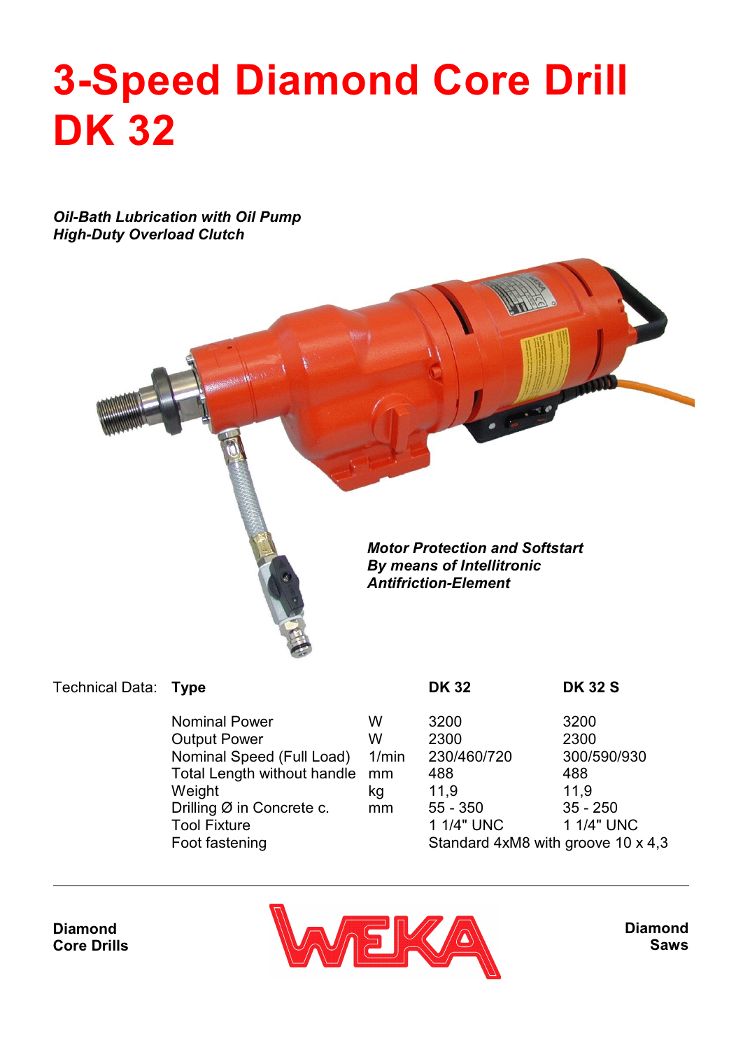# 3-Speed Diamond Core Drill DK 32

***Oil-Bath Lubrication with Oil Pump***
***High-Duty Overload Clutch***

***Motor Protection and Softstart***
***By means of Intellitronic***
***Antifriction-Element***

Technical Data:

| Type | | DK 32 | DK 32 S |
|---|---|---|---|
| Nominal Power | W | 3200 | 3200 |
| Output Power | W | 2300 | 2300 |
| Nominal Speed (Full Load) | 1/min | 230/460/720 | 300/590/930 |
| Total Length without handle | mm | 488 | 488 |
| Weight | kg | 11,9 | 11,9 |
| Drilling Ø in Concrete c. | mm | 55 - 350 | 35 - 250 |
| Tool Fixture | | 1 1/4" UNC | 1 1/4" UNC |
| Foot fastening | | Standard 4xM8 with groove 10 x 4,3 | |

**Diamond Core Drills**

WEKA

**Diamond Saws**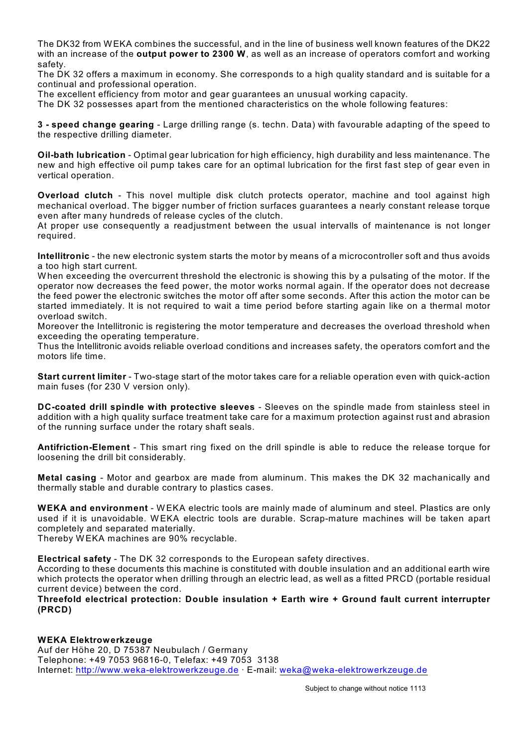The DK32 from WEKA combines the successful, and in the line of business well known features of the DK22 with an increase of the **output power to 2300 W**, as well as an increase of operators comfort and working safety.
The DK 32 offers a maximum in economy. She corresponds to a high quality standard and is suitable for a continual and professional operation.
The excellent efficiency from motor and gear guarantees an unusual working capacity.
The DK 32 possesses apart from the mentioned characteristics on the whole following features:

**3 - speed change gearing** - Large drilling range (s. techn. Data) with favourable adapting of the speed to the respective drilling diameter.

**Oil-bath lubrication** - Optimal gear lubrication for high efficiency, high durability and less maintenance. The new and high effective oil pump takes care for an optimal lubrication for the first fast step of gear even in vertical operation.

**Overload clutch** - This novel multiple disk clutch protects operator, machine and tool against high mechanical overload. The bigger number of friction surfaces guarantees a nearly constant release torque even after many hundreds of release cycles of the clutch.
At proper use consequently a readjustment between the usual intervalls of maintenance is not longer required.

**Intellitronic** - the new electronic system starts the motor by means of a microcontroller soft and thus avoids a too high start current.
When exceeding the overcurrent threshold the electronic is showing this by a pulsating of the motor. If the operator now decreases the feed power, the motor works normal again. If the operator does not decrease the feed power the electronic switches the motor off after some seconds. After this action the motor can be started immediately. It is not required to wait a time period before starting again like on a thermal motor overload switch.
Moreover the Intellitronic is registering the motor temperature and decreases the overload threshold when exceeding the operating temperature.
Thus the Intellitronic avoids reliable overload conditions and increases safety, the operators comfort and the motors life time.

**Start current limiter** - Two-stage start of the motor takes care for a reliable operation even with quick-action main fuses (for 230 V version only).

**DC-coated drill spindle with protective sleeves** - Sleeves on the spindle made from stainless steel in addition with a high quality surface treatment take care for a maximum protection against rust and abrasion of the running surface under the rotary shaft seals.

**Antifriction-Element** - This smart ring fixed on the drill spindle is able to reduce the release torque for loosening the drill bit considerably.

**Metal casing** - Motor and gearbox are made from aluminum. This makes the DK 32 machanically and thermally stable and durable contrary to plastics cases.

**WEKA and environment** - WEKA electric tools are mainly made of aluminum and steel. Plastics are only used if it is unavoidable. WEKA electric tools are durable. Scrap-mature machines will be taken apart completely and separated materially.
Thereby WEKA machines are 90% recyclable.

**Electrical safety** - The DK 32 corresponds to the European safety directives.
According to these documents this machine is constituted with double insulation and an additional earth wire which protects the operator when drilling through an electric lead, as well as a fitted PRCD (portable residual current device) between the cord.
**Threefold electrical protection: Double insulation + Earth wire + Ground fault current interrupter (PRCD)**

**WEKA Elektrowerkzeuge**
Auf der Höhe 20, D 75387 Neubulach / Germany
Telephone: +49 7053 96816-0, Telefax: +49 7053 3138
Internet: http://www.weka-elektrowerkzeuge.de · E-mail: weka@weka-elektrowerkzeuge.de

Subject to change without notice 1113